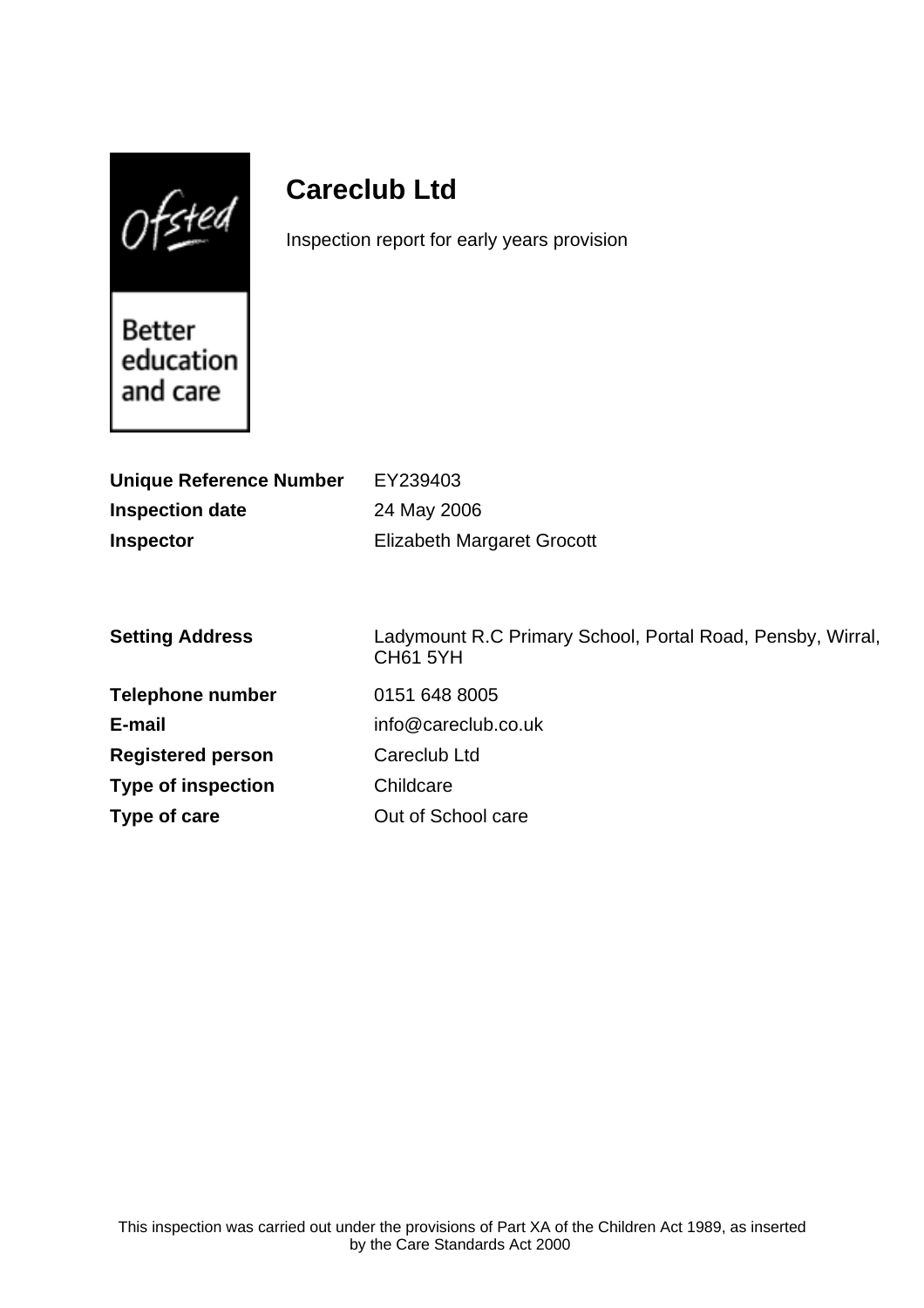# Careclub Ltd

Inspection report for early years provision

| | |
|---|---|
| **Unique Reference Number** | EY239403 |
| **Inspection date** | 24 May 2006 |
| **Inspector** | Elizabeth Margaret Grocott |

| | |
|---|---|
| **Setting Address** | Ladymount R.C Primary School, Portal Road, Pensby, Wirral, CH61 5YH |
| **Telephone number** | 0151 648 8005 |
| **E-mail** | info@careclub.co.uk |
| **Registered person** | Careclub Ltd |
| **Type of inspection** | Childcare |
| **Type of care** | Out of School care |

This inspection was carried out under the provisions of Part XA of the Children Act 1989, as inserted by the Care Standards Act 2000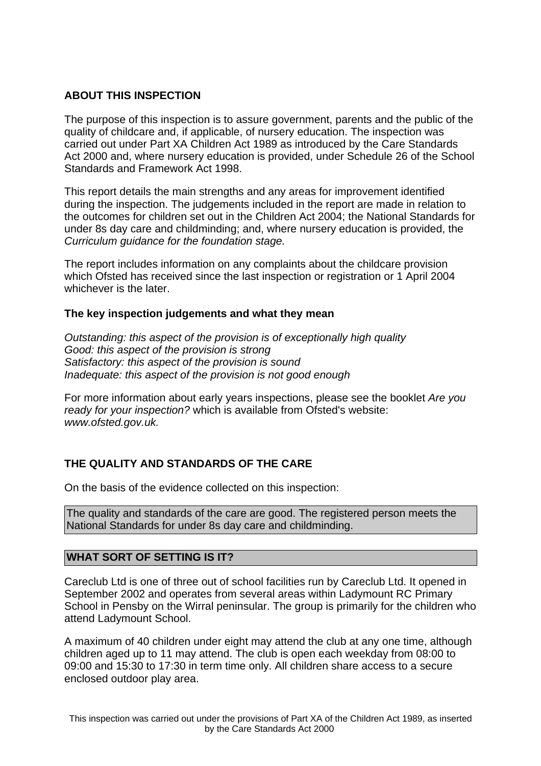## ABOUT THIS INSPECTION

The purpose of this inspection is to assure government, parents and the public of the quality of childcare and, if applicable, of nursery education. The inspection was carried out under Part XA Children Act 1989 as introduced by the Care Standards Act 2000 and, where nursery education is provided, under Schedule 26 of the School Standards and Framework Act 1998.

This report details the main strengths and any areas for improvement identified during the inspection. The judgements included in the report are made in relation to the outcomes for children set out in the Children Act 2004; the National Standards for under 8s day care and childminding; and, where nursery education is provided, the *Curriculum guidance for the foundation stage.*

The report includes information on any complaints about the childcare provision which Ofsted has received since the last inspection or registration or 1 April 2004 whichever is the later.

### The key inspection judgements and what they mean

*Outstanding: this aspect of the provision is of exceptionally high quality*
*Good: this aspect of the provision is strong*
*Satisfactory: this aspect of the provision is sound*
*Inadequate: this aspect of the provision is not good enough*

For more information about early years inspections, please see the booklet *Are you ready for your inspection?* which is available from Ofsted's website: *www.ofsted.gov.uk.*

## THE QUALITY AND STANDARDS OF THE CARE

On the basis of the evidence collected on this inspection:

The quality and standards of the care are good. The registered person meets the National Standards for under 8s day care and childminding.

## WHAT SORT OF SETTING IS IT?

Careclub Ltd is one of three out of school facilities run by Careclub Ltd. It opened in September 2002 and operates from several areas within Ladymount RC Primary School in Pensby on the Wirral peninsular. The group is primarily for the children who attend Ladymount School.

A maximum of 40 children under eight may attend the club at any one time, although children aged up to 11 may attend. The club is open each weekday from 08:00 to 09:00 and 15:30 to 17:30 in term time only. All children share access to a secure enclosed outdoor play area.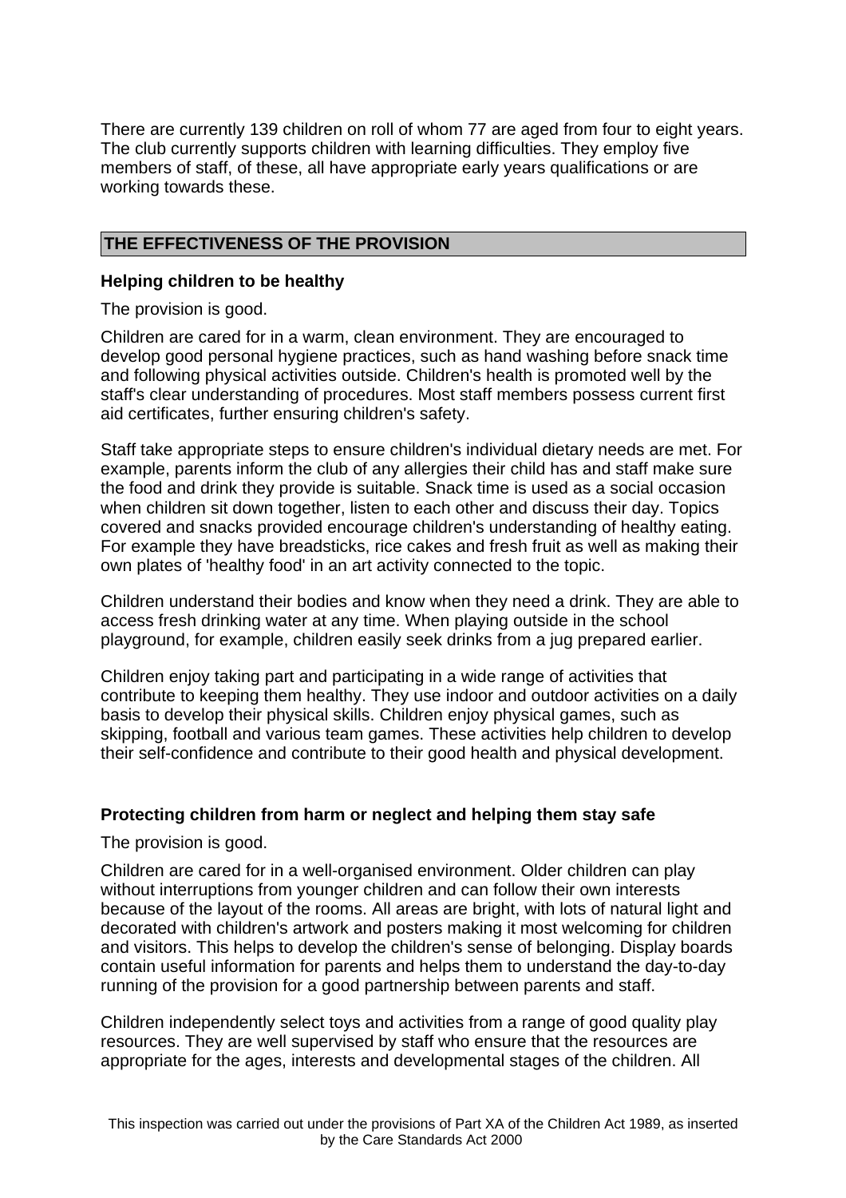There are currently 139 children on roll of whom 77 are aged from four to eight years. The club currently supports children with learning difficulties. They employ five members of staff, of these, all have appropriate early years qualifications or are working towards these.

## THE EFFECTIVENESS OF THE PROVISION

### Helping children to be healthy

The provision is good.

Children are cared for in a warm, clean environment. They are encouraged to develop good personal hygiene practices, such as hand washing before snack time and following physical activities outside. Children's health is promoted well by the staff's clear understanding of procedures. Most staff members possess current first aid certificates, further ensuring children's safety.

Staff take appropriate steps to ensure children's individual dietary needs are met. For example, parents inform the club of any allergies their child has and staff make sure the food and drink they provide is suitable. Snack time is used as a social occasion when children sit down together, listen to each other and discuss their day. Topics covered and snacks provided encourage children's understanding of healthy eating. For example they have breadsticks, rice cakes and fresh fruit as well as making their own plates of 'healthy food' in an art activity connected to the topic.

Children understand their bodies and know when they need a drink. They are able to access fresh drinking water at any time. When playing outside in the school playground, for example, children easily seek drinks from a jug prepared earlier.

Children enjoy taking part and participating in a wide range of activities that contribute to keeping them healthy. They use indoor and outdoor activities on a daily basis to develop their physical skills. Children enjoy physical games, such as skipping, football and various team games. These activities help children to develop their self-confidence and contribute to their good health and physical development.

### Protecting children from harm or neglect and helping them stay safe

The provision is good.

Children are cared for in a well-organised environment. Older children can play without interruptions from younger children and can follow their own interests because of the layout of the rooms. All areas are bright, with lots of natural light and decorated with children's artwork and posters making it most welcoming for children and visitors. This helps to develop the children's sense of belonging. Display boards contain useful information for parents and helps them to understand the day-to-day running of the provision for a good partnership between parents and staff.

Children independently select toys and activities from a range of good quality play resources. They are well supervised by staff who ensure that the resources are appropriate for the ages, interests and developmental stages of the children. All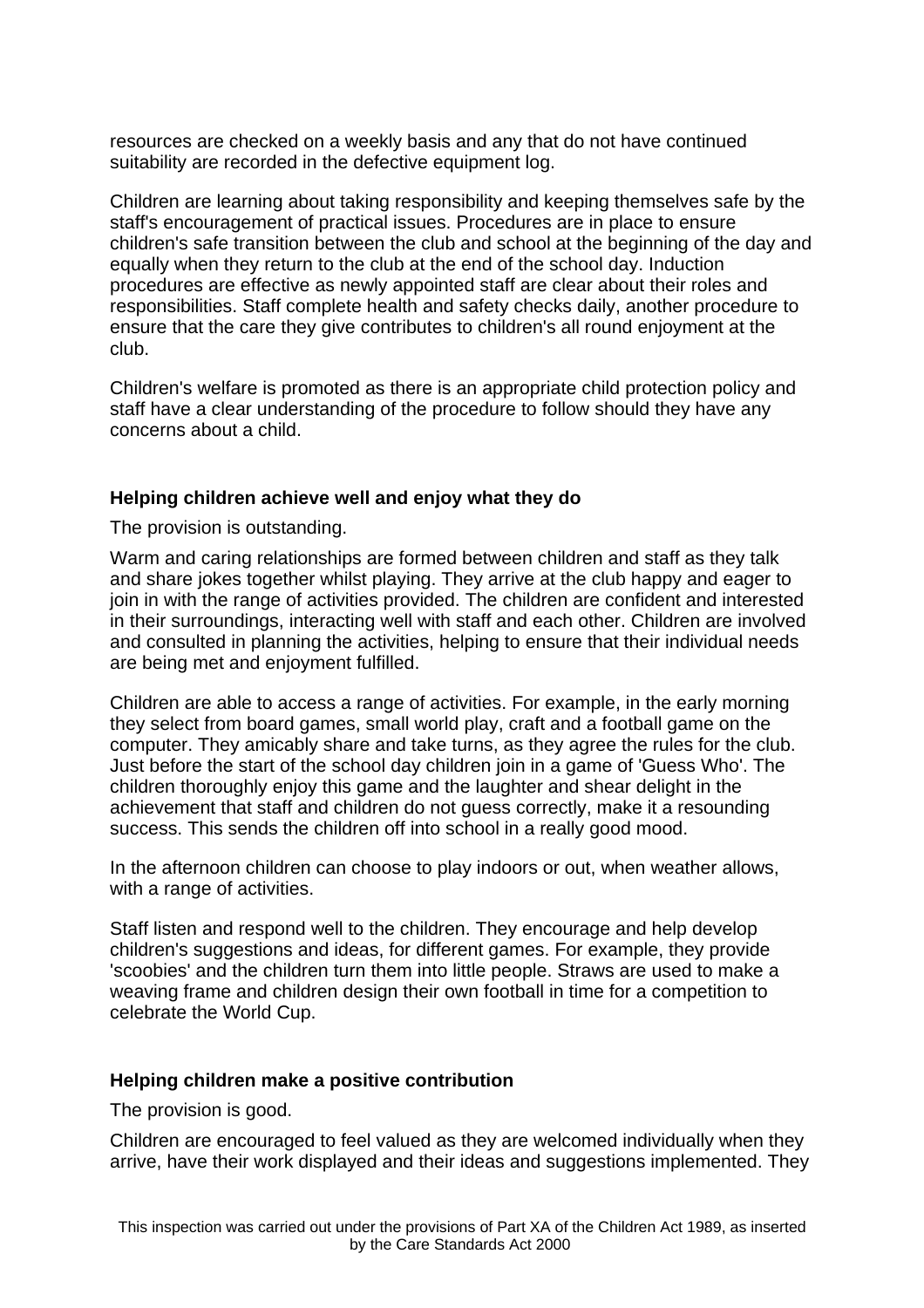resources are checked on a weekly basis and any that do not have continued suitability are recorded in the defective equipment log.

Children are learning about taking responsibility and keeping themselves safe by the staff's encouragement of practical issues. Procedures are in place to ensure children's safe transition between the club and school at the beginning of the day and equally when they return to the club at the end of the school day. Induction procedures are effective as newly appointed staff are clear about their roles and responsibilities. Staff complete health and safety checks daily, another procedure to ensure that the care they give contributes to children's all round enjoyment at the club.

Children's welfare is promoted as there is an appropriate child protection policy and staff have a clear understanding of the procedure to follow should they have any concerns about a child.

### Helping children achieve well and enjoy what they do

The provision is outstanding.

Warm and caring relationships are formed between children and staff as they talk and share jokes together whilst playing. They arrive at the club happy and eager to join in with the range of activities provided. The children are confident and interested in their surroundings, interacting well with staff and each other. Children are involved and consulted in planning the activities, helping to ensure that their individual needs are being met and enjoyment fulfilled.

Children are able to access a range of activities. For example, in the early morning they select from board games, small world play, craft and a football game on the computer. They amicably share and take turns, as they agree the rules for the club. Just before the start of the school day children join in a game of 'Guess Who'. The children thoroughly enjoy this game and the laughter and shear delight in the achievement that staff and children do not guess correctly, make it a resounding success. This sends the children off into school in a really good mood.

In the afternoon children can choose to play indoors or out, when weather allows, with a range of activities.

Staff listen and respond well to the children. They encourage and help develop children's suggestions and ideas, for different games. For example, they provide 'scoobies' and the children turn them into little people. Straws are used to make a weaving frame and children design their own football in time for a competition to celebrate the World Cup.

### Helping children make a positive contribution

The provision is good.

Children are encouraged to feel valued as they are welcomed individually when they arrive, have their work displayed and their ideas and suggestions implemented. They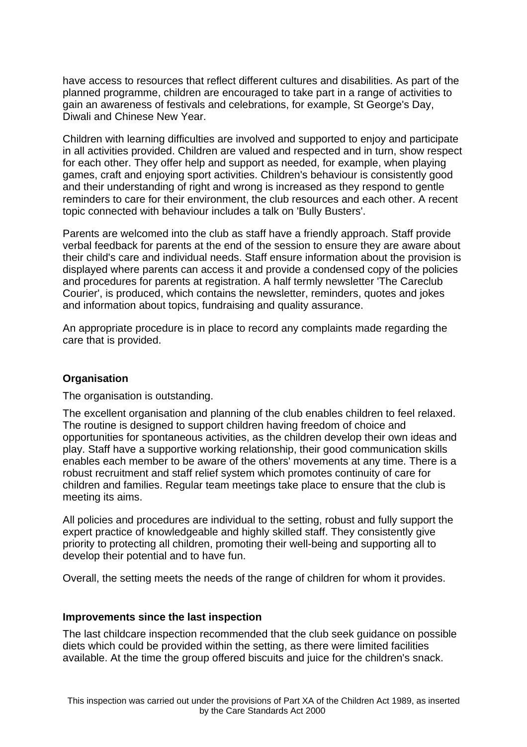have access to resources that reflect different cultures and disabilities. As part of the planned programme, children are encouraged to take part in a range of activities to gain an awareness of festivals and celebrations, for example, St George's Day, Diwali and Chinese New Year.

Children with learning difficulties are involved and supported to enjoy and participate in all activities provided. Children are valued and respected and in turn, show respect for each other. They offer help and support as needed, for example, when playing games, craft and enjoying sport activities. Children's behaviour is consistently good and their understanding of right and wrong is increased as they respond to gentle reminders to care for their environment, the club resources and each other. A recent topic connected with behaviour includes a talk on 'Bully Busters'.

Parents are welcomed into the club as staff have a friendly approach. Staff provide verbal feedback for parents at the end of the session to ensure they are aware about their child's care and individual needs. Staff ensure information about the provision is displayed where parents can access it and provide a condensed copy of the policies and procedures for parents at registration. A half termly newsletter 'The Careclub Courier', is produced, which contains the newsletter, reminders, quotes and jokes and information about topics, fundraising and quality assurance.

An appropriate procedure is in place to record any complaints made regarding the care that is provided.

**Organisation**

The organisation is outstanding.

The excellent organisation and planning of the club enables children to feel relaxed. The routine is designed to support children having freedom of choice and opportunities for spontaneous activities, as the children develop their own ideas and play. Staff have a supportive working relationship, their good communication skills enables each member to be aware of the others' movements at any time. There is a robust recruitment and staff relief system which promotes continuity of care for children and families. Regular team meetings take place to ensure that the club is meeting its aims.

All policies and procedures are individual to the setting, robust and fully support the expert practice of knowledgeable and highly skilled staff. They consistently give priority to protecting all children, promoting their well-being and supporting all to develop their potential and to have fun.

Overall, the setting meets the needs of the range of children for whom it provides.

**Improvements since the last inspection**

The last childcare inspection recommended that the club seek guidance on possible diets which could be provided within the setting, as there were limited facilities available. At the time the group offered biscuits and juice for the children's snack.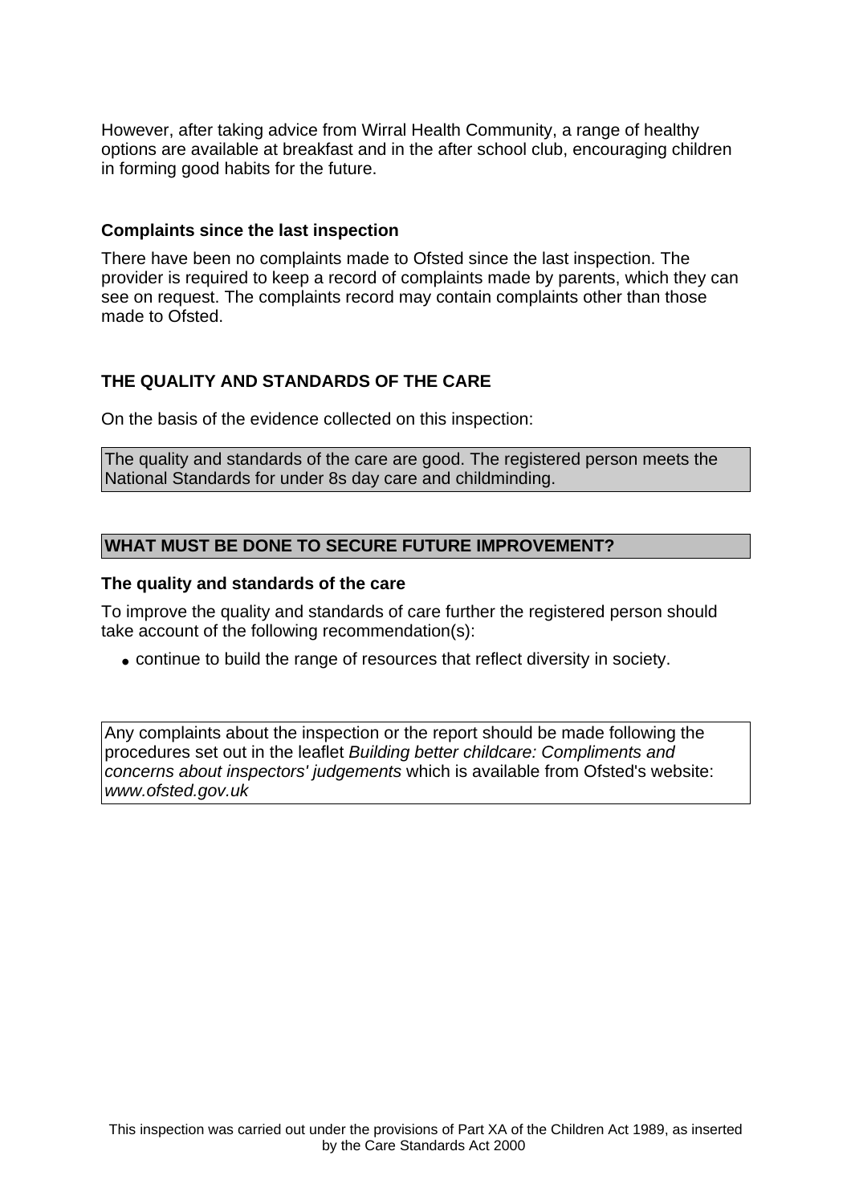However, after taking advice from Wirral Health Community, a range of healthy options are available at breakfast and in the after school club, encouraging children in forming good habits for the future.

### Complaints since the last inspection

There have been no complaints made to Ofsted since the last inspection. The provider is required to keep a record of complaints made by parents, which they can see on request. The complaints record may contain complaints other than those made to Ofsted.

## THE QUALITY AND STANDARDS OF THE CARE

On the basis of the evidence collected on this inspection:

The quality and standards of the care are good. The registered person meets the National Standards for under 8s day care and childminding.

## WHAT MUST BE DONE TO SECURE FUTURE IMPROVEMENT?

### The quality and standards of the care

To improve the quality and standards of care further the registered person should take account of the following recommendation(s):

- continue to build the range of resources that reflect diversity in society.

Any complaints about the inspection or the report should be made following the procedures set out in the leaflet *Building better childcare: Compliments and concerns about inspectors' judgements* which is available from Ofsted's website: *www.ofsted.gov.uk*

This inspection was carried out under the provisions of Part XA of the Children Act 1989, as inserted by the Care Standards Act 2000